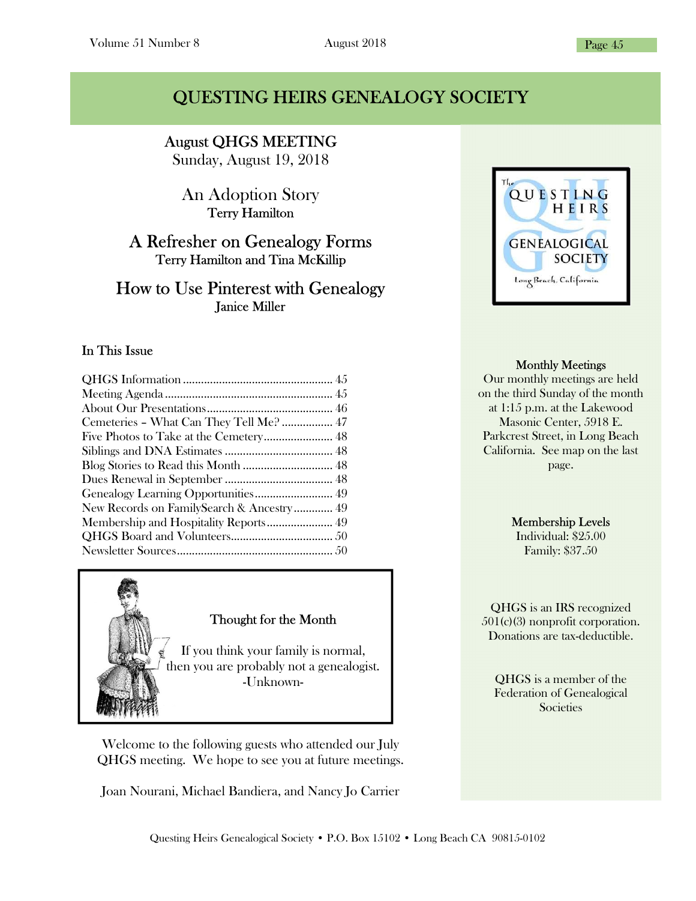# QUESTING HEIRS GENEALOGY SOCIETY

## August QHGS MEETING
Sunday, August 19, 2018

### An Adoption Story
Terry Hamilton

### A Refresher on Genealogy Forms
Terry Hamilton and Tina McKillip

### How to Use Pinterest with Genealogy
Janice Miller

### In This Issue

- QHGS Information ... 45
- Meeting Agenda ... 45
- About Our Presentations ... 46
- Cemeteries – What Can They Tell Me? ... 47
- Five Photos to Take at the Cemetery ... 48
- Siblings and DNA Estimates ... 48
- Blog Stories to Read this Month ... 48
- Dues Renewal in September ... 48
- Genealogy Learning Opportunities ... 49
- New Records on FamilySearch & Ancestry ... 49
- Membership and Hospitality Reports ... 49
- QHGS Board and Volunteers ... 50
- Newsletter Sources ... 50

**Thought for the Month**

If you think your family is normal, then you are probably not a genealogist.
-Unknown-

Welcome to the following guests who attended our July QHGS meeting. We hope to see you at future meetings.

Joan Nourani, Michael Bandiera, and Nancy Jo Carrier

**Monthly Meetings**
Our monthly meetings are held on the third Sunday of the month at 1:15 p.m. at the Lakewood Masonic Center, 5918 E. Parkcrest Street, in Long Beach California. See map on the last page.

**Membership Levels**
Individual: $25.00
Family: $37.50

QHGS is an IRS recognized 501(c)(3) nonprofit corporation. Donations are tax-deductible.

QHGS is a member of the Federation of Genealogical Societies

Questing Heirs Genealogical Society • P.O. Box 15102 • Long Beach CA 90815-0102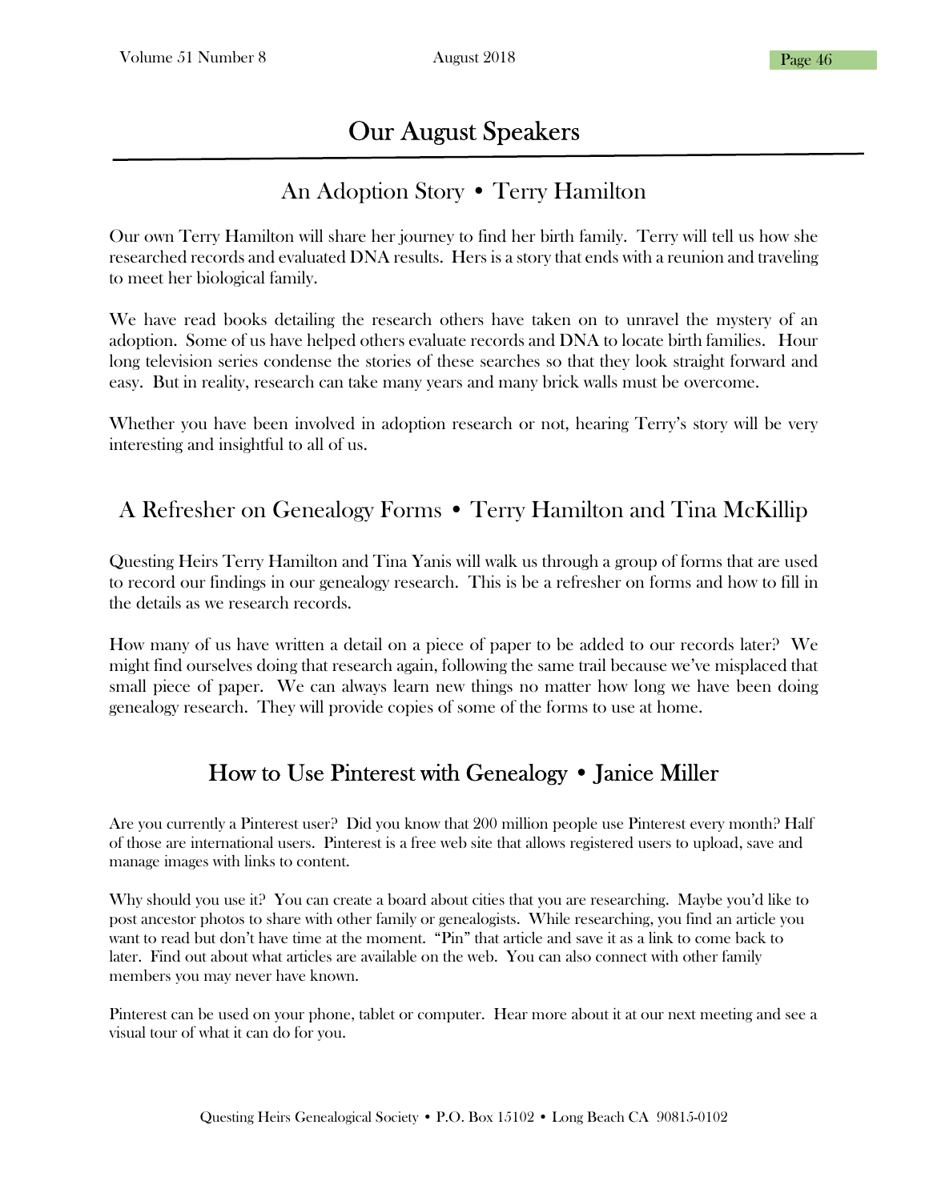# Our August Speakers

## An Adoption Story • Terry Hamilton

Our own Terry Hamilton will share her journey to find her birth family. Terry will tell us how she researched records and evaluated DNA results. Hers is a story that ends with a reunion and traveling to meet her biological family.

We have read books detailing the research others have taken on to unravel the mystery of an adoption. Some of us have helped others evaluate records and DNA to locate birth families. Hour long television series condense the stories of these searches so that they look straight forward and easy. But in reality, research can take many years and many brick walls must be overcome.

Whether you have been involved in adoption research or not, hearing Terry's story will be very interesting and insightful to all of us.

## A Refresher on Genealogy Forms • Terry Hamilton and Tina McKillip

Questing Heirs Terry Hamilton and Tina Yanis will walk us through a group of forms that are used to record our findings in our genealogy research. This is be a refresher on forms and how to fill in the details as we research records.

How many of us have written a detail on a piece of paper to be added to our records later? We might find ourselves doing that research again, following the same trail because we've misplaced that small piece of paper. We can always learn new things no matter how long we have been doing genealogy research. They will provide copies of some of the forms to use at home.

## How to Use Pinterest with Genealogy • Janice Miller

Are you currently a Pinterest user? Did you know that 200 million people use Pinterest every month? Half of those are international users. Pinterest is a free web site that allows registered users to upload, save and manage images with links to content.

Why should you use it? You can create a board about cities that you are researching. Maybe you'd like to post ancestor photos to share with other family or genealogists. While researching, you find an article you want to read but don't have time at the moment. "Pin" that article and save it as a link to come back to later. Find out about what articles are available on the web. You can also connect with other family members you may never have known.

Pinterest can be used on your phone, tablet or computer. Hear more about it at our next meeting and see a visual tour of what it can do for you.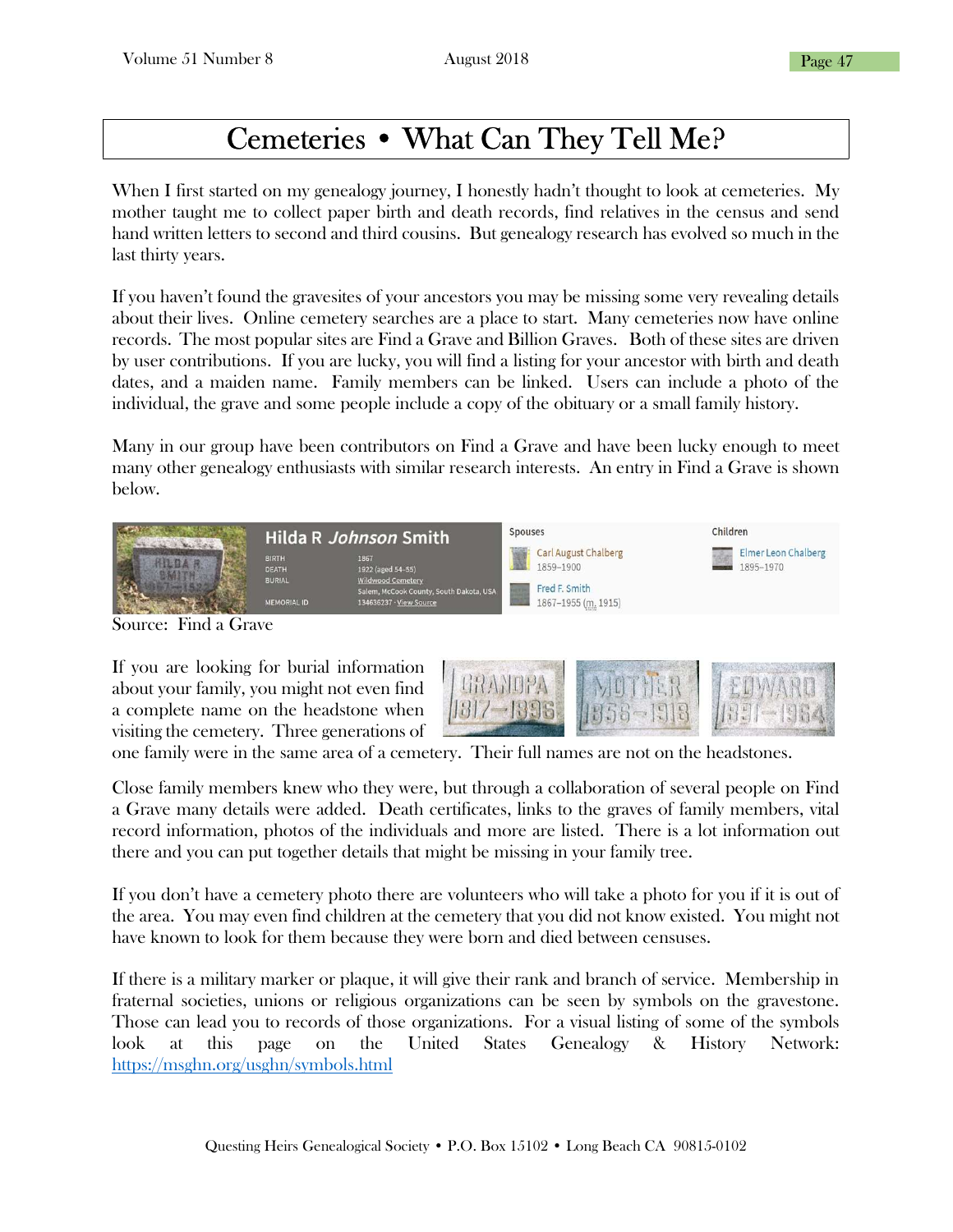# Cemeteries • What Can They Tell Me?

When I first started on my genealogy journey, I honestly hadn't thought to look at cemeteries. My mother taught me to collect paper birth and death records, find relatives in the census and send hand written letters to second and third cousins. But genealogy research has evolved so much in the last thirty years.

If you haven't found the gravesites of your ancestors you may be missing some very revealing details about their lives. Online cemetery searches are a place to start. Many cemeteries now have online records. The most popular sites are Find a Grave and Billion Graves. Both of these sites are driven by user contributions. If you are lucky, you will find a listing for your ancestor with birth and death dates, and a maiden name. Family members can be linked. Users can include a photo of the individual, the grave and some people include a copy of the obituary or a small family history.

Many in our group have been contributors on Find a Grave and have been lucky enough to meet many other genealogy enthusiasts with similar research interests. An entry in Find a Grave is shown below.

**Hilda R *Johnson* Smith**

| | |
|---|---|
| BIRTH | 1867 |
| DEATH | 1922 (aged 54–55) |
| BURIAL | Wildwood Cemetery<br>Salem, McCook County, South Dakota, USA |
| MEMORIAL ID | 134636237 · View Source |

**Spouses**
- Carl August Chalberg 1859–1900
- Fred F. Smith 1867–1955 (m. 1915)

**Children**
- Elmer Leon Chalberg 1895–1970

Source: Find a Grave

If you are looking for burial information about your family, you might not even find a complete name on the headstone when visiting the cemetery. Three generations of one family were in the same area of a cemetery. Their full names are not on the headstones.

Close family members knew who they were, but through a collaboration of several people on Find a Grave many details were added. Death certificates, links to the graves of family members, vital record information, photos of the individuals and more are listed. There is a lot information out there and you can put together details that might be missing in your family tree.

If you don't have a cemetery photo there are volunteers who will take a photo for you if it is out of the area. You may even find children at the cemetery that you did not know existed. You might not have known to look for them because they were born and died between censuses.

If there is a military marker or plaque, it will give their rank and branch of service. Membership in fraternal societies, unions or religious organizations can be seen by symbols on the gravestone. Those can lead you to records of those organizations. For a visual listing of some of the symbols look at this page on the United States Genealogy & History Network: https://msghn.org/usghn/symbols.html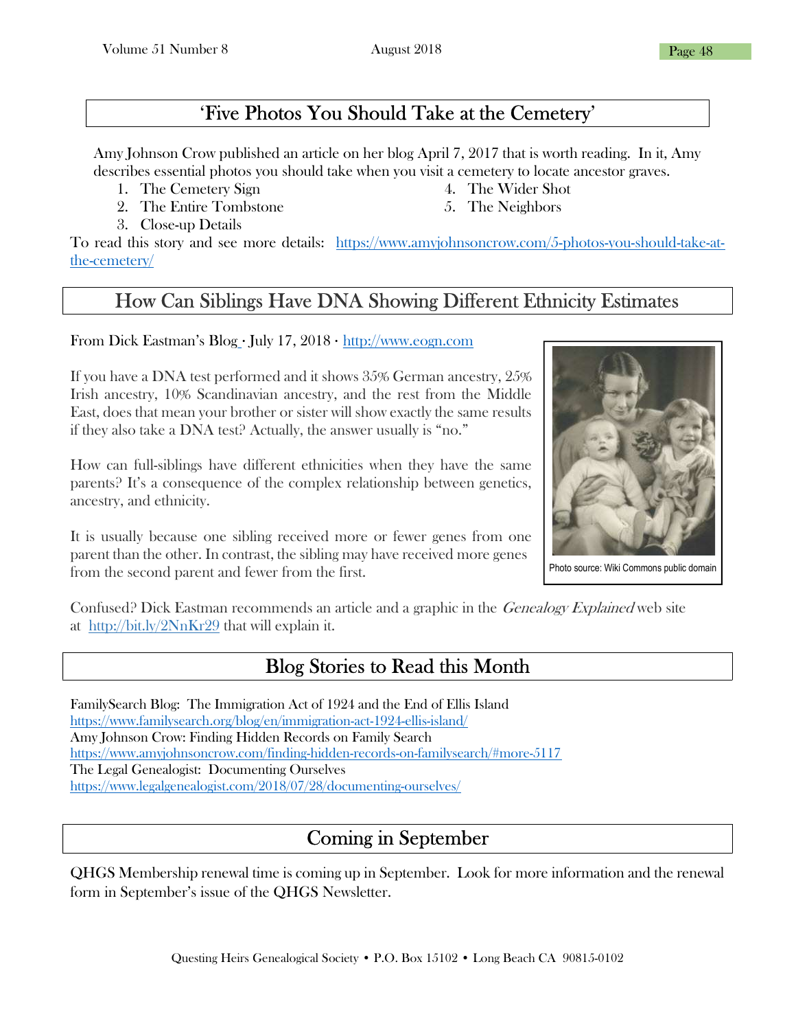## 'Five Photos You Should Take at the Cemetery'

Amy Johnson Crow published an article on her blog April 7, 2017 that is worth reading. In it, Amy describes essential photos you should take when you visit a cemetery to locate ancestor graves.

1. The Cemetery Sign
2. The Entire Tombstone
3. Close-up Details
4. The Wider Shot
5. The Neighbors

To read this story and see more details: https://www.amyjohnsoncrow.com/5-photos-you-should-take-at-the-cemetery/

## How Can Siblings Have DNA Showing Different Ethnicity Estimates

From Dick Eastman's Blog · July 17, 2018 · http://www.eogn.com

If you have a DNA test performed and it shows 35% German ancestry, 25% Irish ancestry, 10% Scandinavian ancestry, and the rest from the Middle East, does that mean your brother or sister will show exactly the same results if they also take a DNA test? Actually, the answer usually is "no."

How can full-siblings have different ethnicities when they have the same parents? It's a consequence of the complex relationship between genetics, ancestry, and ethnicity.

It is usually because one sibling received more or fewer genes from one parent than the other. In contrast, the sibling may have received more genes from the second parent and fewer from the first.

Photo source: Wiki Commons public domain

Confused? Dick Eastman recommends an article and a graphic in the *Genealogy Explained* web site at http://bit.ly/2NnKr29 that will explain it.

## Blog Stories to Read this Month

FamilySearch Blog: The Immigration Act of 1924 and the End of Ellis Island
https://www.familysearch.org/blog/en/immigration-act-1924-ellis-island/
Amy Johnson Crow: Finding Hidden Records on Family Search
https://www.amyjohnsoncrow.com/finding-hidden-records-on-familysearch/#more-5117
The Legal Genealogist: Documenting Ourselves
https://www.legalgenealogist.com/2018/07/28/documenting-ourselves/

## Coming in September

QHGS Membership renewal time is coming up in September. Look for more information and the renewal form in September's issue of the QHGS Newsletter.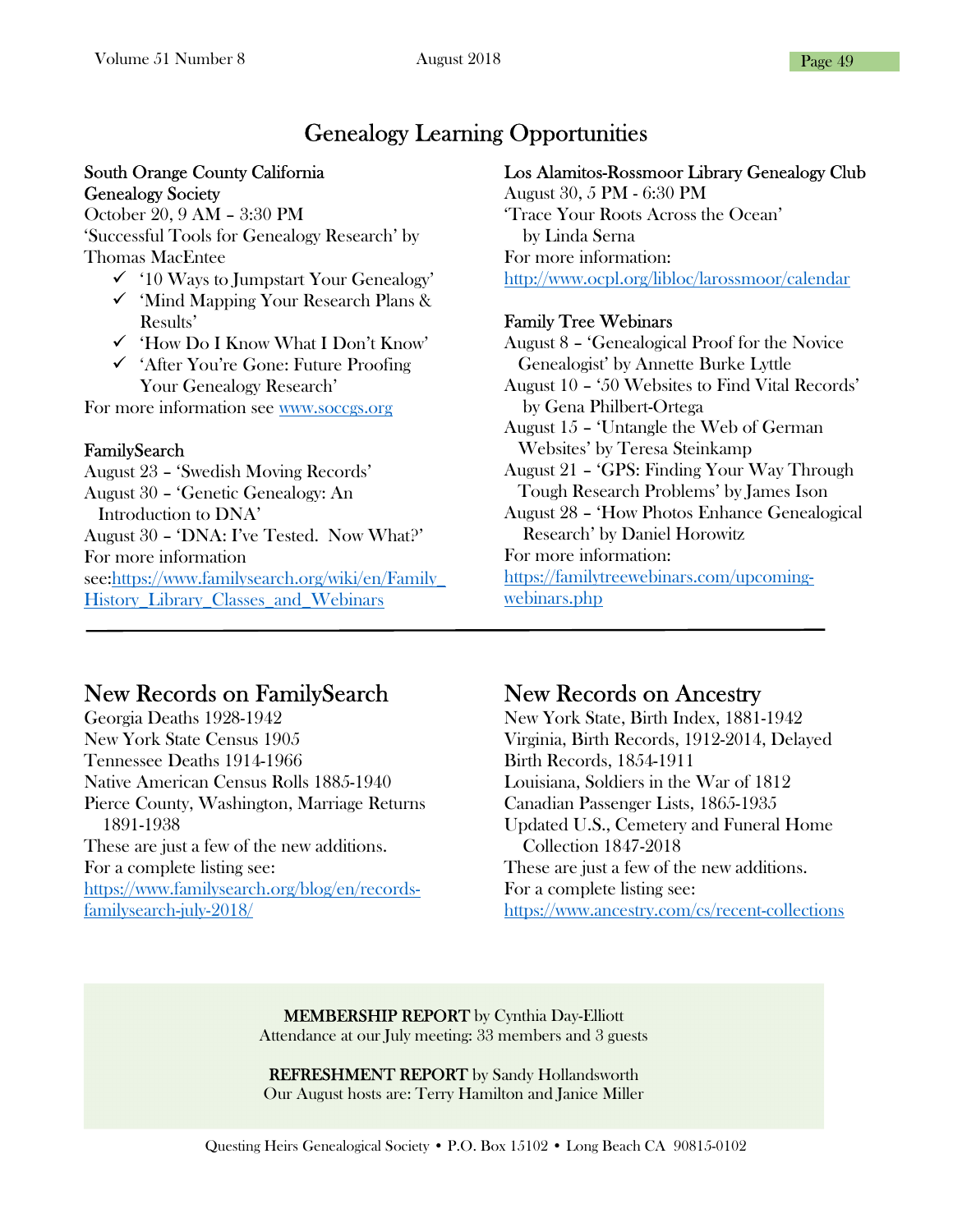# Genealogy Learning Opportunities

**South Orange County California Genealogy Society**
October 20, 9 AM – 3:30 PM
'Successful Tools for Genealogy Research' by Thomas MacEntee

- ✓ '10 Ways to Jumpstart Your Genealogy'
- ✓ 'Mind Mapping Your Research Plans & Results'
- ✓ 'How Do I Know What I Don't Know'
- ✓ 'After You're Gone: Future Proofing Your Genealogy Research'

For more information see www.soccgs.org

**FamilySearch**
August 23 – 'Swedish Moving Records'
August 30 – 'Genetic Genealogy: An Introduction to DNA'
August 30 – 'DNA: I've Tested. Now What?'
For more information see:https://www.familysearch.org/wiki/en/Family_History_Library_Classes_and_Webinars

**Los Alamitos-Rossmoor Library Genealogy Club**
August 30, 5 PM - 6:30 PM
'Trace Your Roots Across the Ocean' by Linda Serna
For more information:
http://www.ocpl.org/libloc/larossmoor/calendar

**Family Tree Webinars**
August 8 – 'Genealogical Proof for the Novice Genealogist' by Annette Burke Lyttle
August 10 – '50 Websites to Find Vital Records' by Gena Philbert-Ortega
August 15 – 'Untangle the Web of German Websites' by Teresa Steinkamp
August 21 – 'GPS: Finding Your Way Through Tough Research Problems' by James Ison
August 28 – 'How Photos Enhance Genealogical Research' by Daniel Horowitz
For more information:
https://familytreewebinars.com/upcoming-webinars.php

---

## New Records on FamilySearch

Georgia Deaths 1928-1942
New York State Census 1905
Tennessee Deaths 1914-1966
Native American Census Rolls 1885-1940
Pierce County, Washington, Marriage Returns 1891-1938
These are just a few of the new additions.
For a complete listing see:
https://www.familysearch.org/blog/en/records-familysearch-july-2018/

## New Records on Ancestry

New York State, Birth Index, 1881-1942
Virginia, Birth Records, 1912-2014, Delayed Birth Records, 1854-1911
Louisiana, Soldiers in the War of 1812
Canadian Passenger Lists, 1865-1935
Updated U.S., Cemetery and Funeral Home Collection 1847-2018
These are just a few of the new additions.
For a complete listing see:
https://www.ancestry.com/cs/recent-collections

**MEMBERSHIP REPORT** by Cynthia Day-Elliott
Attendance at our July meeting: 33 members and 3 guests

**REFRESHMENT REPORT** by Sandy Hollandsworth
Our August hosts are: Terry Hamilton and Janice Miller

Questing Heirs Genealogical Society • P.O. Box 15102 • Long Beach CA 90815-0102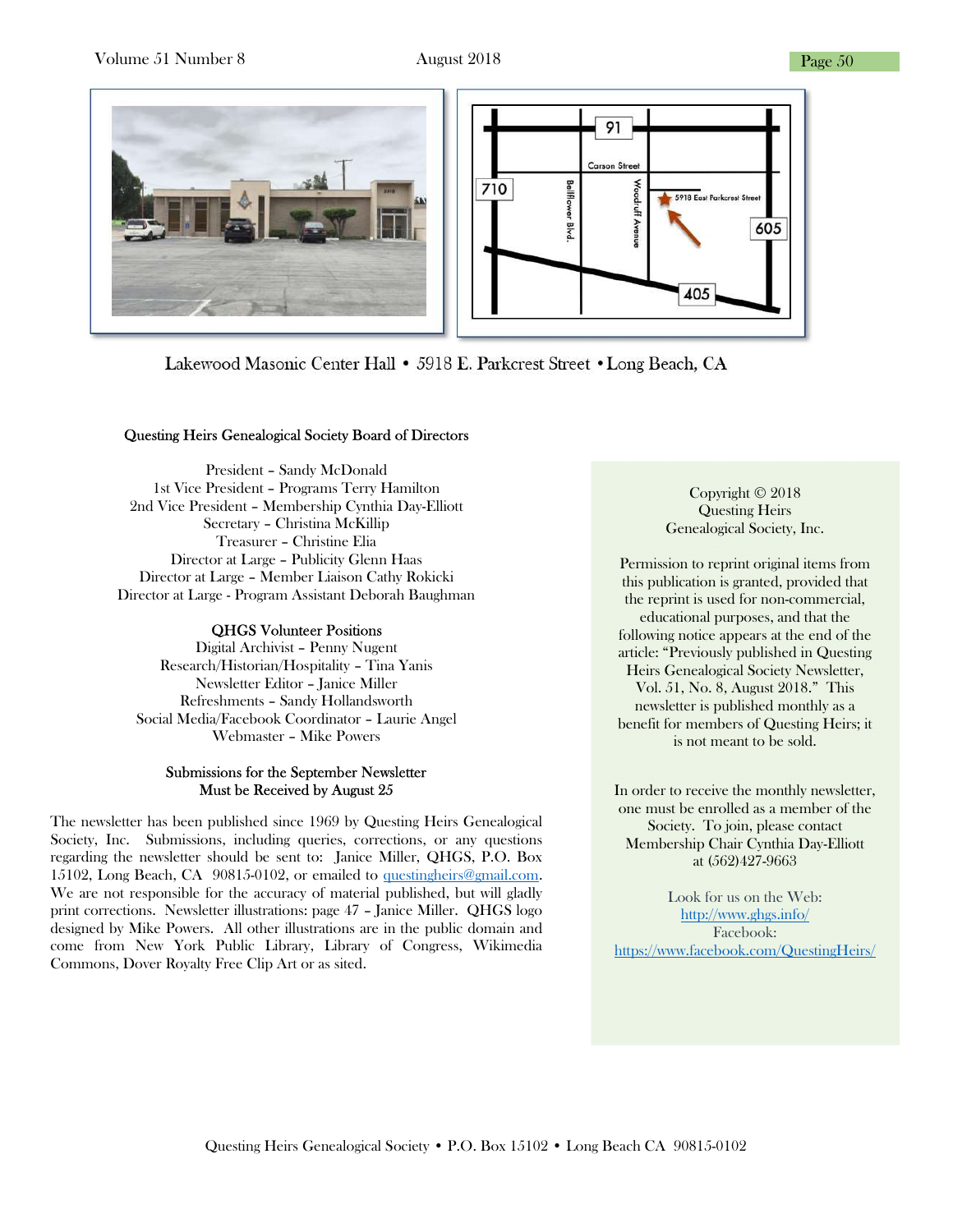91

Carson Street

710

Bellflower Blvd.

Woodruff Avenue

5918 East Parkcrest Street

605

405

Lakewood Masonic Center Hall • 5918 E. Parkcrest Street • Long Beach, CA

### Questing Heirs Genealogical Society Board of Directors

President – Sandy McDonald
1st Vice President – Programs Terry Hamilton
2nd Vice President – Membership Cynthia Day-Elliott
Secretary – Christina McKillip
Treasurer – Christine Elia
Director at Large – Publicity Glenn Haas
Director at Large – Member Liaison Cathy Rokicki
Director at Large - Program Assistant Deborah Baughman

### QHGS Volunteer Positions

Digital Archivist – Penny Nugent
Research/Historian/Hospitality – Tina Yanis
Newsletter Editor – Janice Miller
Refreshments – Sandy Hollandsworth
Social Media/Facebook Coordinator – Laurie Angel
Webmaster – Mike Powers

### Submissions for the September Newsletter Must be Received by August 25

The newsletter has been published since 1969 by Questing Heirs Genealogical Society, Inc. Submissions, including queries, corrections, or any questions regarding the newsletter should be sent to: Janice Miller, QHGS, P.O. Box 15102, Long Beach, CA 90815-0102, or emailed to questingheirs@gmail.com. We are not responsible for the accuracy of material published, but will gladly print corrections. Newsletter illustrations: page 47 – Janice Miller. QHGS logo designed by Mike Powers. All other illustrations are in the public domain and come from New York Public Library, Library of Congress, Wikimedia Commons, Dover Royalty Free Clip Art or as sited.

Copyright © 2018
Questing Heirs
Genealogical Society, Inc.

Permission to reprint original items from this publication is granted, provided that the reprint is used for non-commercial, educational purposes, and that the following notice appears at the end of the article: "Previously published in Questing Heirs Genealogical Society Newsletter, Vol. 51, No. 8, August 2018." This newsletter is published monthly as a benefit for members of Questing Heirs; it is not meant to be sold.

In order to receive the monthly newsletter, one must be enrolled as a member of the Society. To join, please contact Membership Chair Cynthia Day-Elliott at (562)427-9663

Look for us on the Web:
http://www.qhgs.info/
Facebook:
https://www.facebook.com/QuestingHeirs/